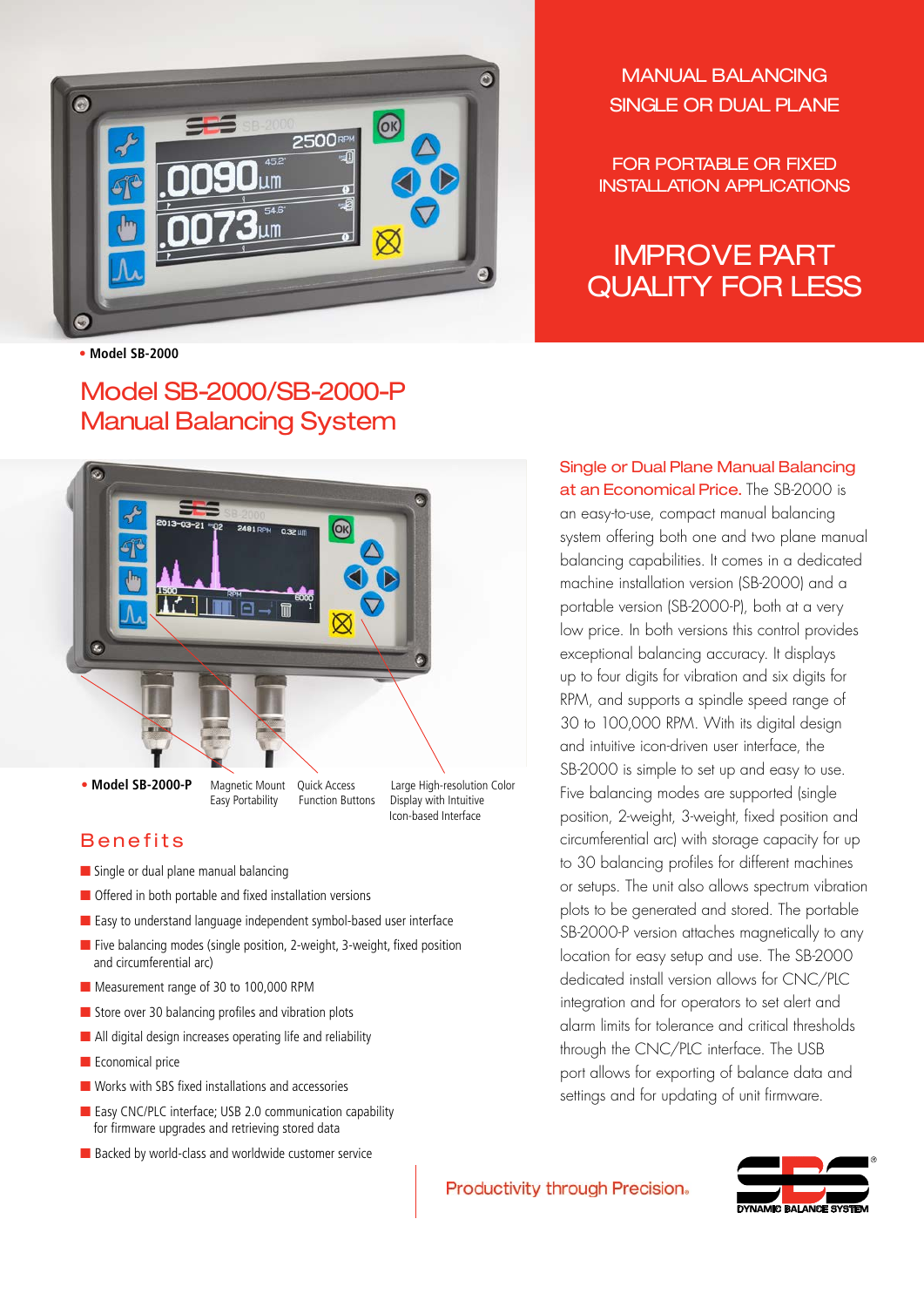MANUAL BALANCING
SINGLE OR DUAL PLANE

FOR PORTABLE OR FIXED INSTALLATION APPLICATIONS

# IMPROVE PART QUALITY FOR LESS

• **Model SB-2000**

# Model SB-2000/SB-2000-P Manual Balancing System

• **Model SB-2000-P**

Magnetic Mount Easy Portability

Quick Access Function Buttons

Large High-resolution Color Display with Intuitive Icon-based Interface

## Benefits

- Single or dual plane manual balancing
- Offered in both portable and fixed installation versions
- Easy to understand language independent symbol-based user interface
- Five balancing modes (single position, 2-weight, 3-weight, fixed position and circumferential arc)
- Measurement range of 30 to 100,000 RPM
- Store over 30 balancing profiles and vibration plots
- All digital design increases operating life and reliability
- Economical price
- Works with SBS fixed installations and accessories
- Easy CNC/PLC interface; USB 2.0 communication capability for firmware upgrades and retrieving stored data
- Backed by world-class and worldwide customer service

**Single or Dual Plane Manual Balancing at an Economical Price.** The SB-2000 is an easy-to-use, compact manual balancing system offering both one and two plane manual balancing capabilities. It comes in a dedicated machine installation version (SB-2000) and a portable version (SB-2000-P), both at a very low price. In both versions this control provides exceptional balancing accuracy. It displays up to four digits for vibration and six digits for RPM, and supports a spindle speed range of 30 to 100,000 RPM. With its digital design and intuitive icon-driven user interface, the SB-2000 is simple to set up and easy to use. Five balancing modes are supported (single position, 2-weight, 3-weight, fixed position and circumferential arc) with storage capacity for up to 30 balancing profiles for different machines or setups. The unit also allows spectrum vibration plots to be generated and stored. The portable SB-2000-P version attaches magnetically to any location for easy setup and use. The SB-2000 dedicated install version allows for CNC/PLC integration and for operators to set alert and alarm limits for tolerance and critical thresholds through the CNC/PLC interface. The USB port allows for exporting of balance data and settings and for updating of unit firmware.

Productivity through Precision.

SBS DYNAMIC BALANCE SYSTEM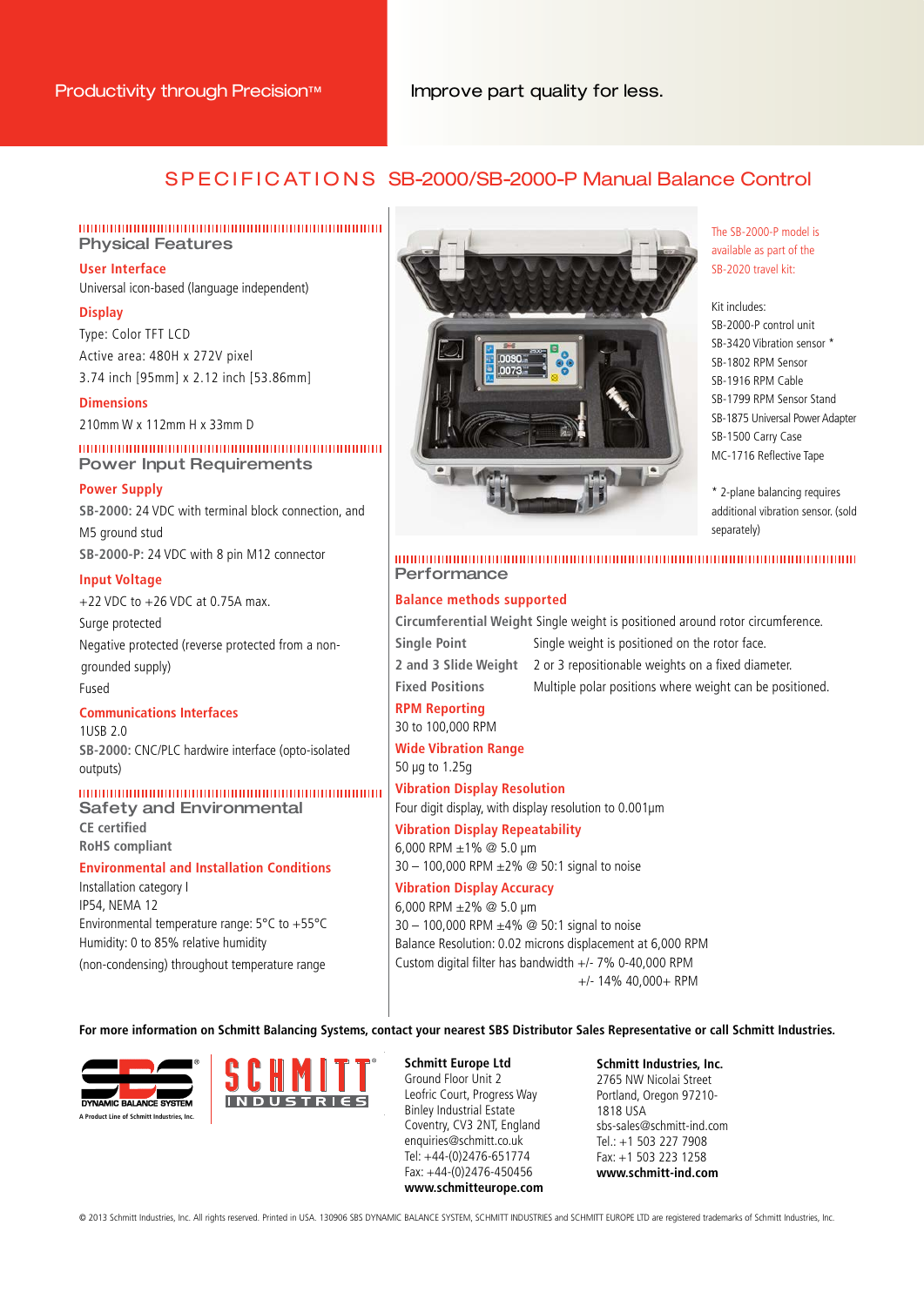Productivity through Precision™

Improve part quality for less.

# SPECIFICATIONS SB-2000/SB-2000-P Manual Balance Control

## Physical Features

### User Interface

Universal icon-based (language independent)

### Display

Type: Color TFT LCD

Active area: 480H x 272V pixel

3.74 inch [95mm] x 2.12 inch [53.86mm]

### Dimensions

210mm W x 112mm H x 33mm D

## Power Input Requirements

### Power Supply

**SB-2000:** 24 VDC with terminal block connection, and M5 ground stud

**SB-2000-P:** 24 VDC with 8 pin M12 connector

### Input Voltage

+22 VDC to +26 VDC at 0.75A max.

Surge protected

Negative protected (reverse protected from a non-grounded supply)

Fused

### Communications Interfaces

1USB 2.0

**SB-2000:** CNC/PLC hardwire interface (opto-isolated outputs)

## Safety and Environmental

**CE certified**

**RoHS compliant**

### Environmental and Installation Conditions

Installation category I

IP54, NEMA 12

Environmental temperature range: 5°C to +55°C

Humidity: 0 to 85% relative humidity

(non-condensing) throughout temperature range

The SB-2000-P model is available as part of the SB-2020 travel kit:

Kit includes:

- SB-2000-P control unit
- SB-3420 Vibration sensor *
- SB-1802 RPM Sensor
- SB-1916 RPM Cable
- SB-1799 RPM Sensor Stand
- SB-1875 Universal Power Adapter
- SB-1500 Carry Case
- MC-1716 Reflective Tape

* 2-plane balancing requires additional vibration sensor. (sold separately)

## Performance

### Balance methods supported

| | |
|---|---|
| **Circumferential Weight** | Single weight is positioned around rotor circumference. |
| **Single Point** | Single weight is positioned on the rotor face. |
| **2 and 3 Slide Weight** | 2 or 3 repositionable weights on a fixed diameter. |
| **Fixed Positions** | Multiple polar positions where weight can be positioned. |

### RPM Reporting

30 to 100,000 RPM

### Wide Vibration Range

50 µg to 1.25g

### Vibration Display Resolution

Four digit display, with display resolution to 0.001µm

### Vibration Display Repeatability

6,000 RPM ±1% @ 5.0 µm

30 – 100,000 RPM ±2% @ 50:1 signal to noise

### Vibration Display Accuracy

6,000 RPM ±2% @ 5.0 µm

30 – 100,000 RPM ±4% @ 50:1 signal to noise

Balance Resolution: 0.02 microns displacement at 6,000 RPM

Custom digital filter has bandwidth +/- 7% 0-40,000 RPM
+/- 14% 40,000+ RPM

**For more information on Schmitt Balancing Systems, contact your nearest SBS Distributor Sales Representative or call Schmitt Industries.**

SBS DYNAMIC BALANCE SYSTEM — A Product Line of Schmitt Industries, Inc.

SCHMITT INDUSTRIES

**Schmitt Europe Ltd**
Ground Floor Unit 2
Leofric Court, Progress Way
Binley Industrial Estate
Coventry, CV3 2NT, England
enquiries@schmitt.co.uk
Tel: +44-(0)2476-651774
Fax: +44-(0)2476-450456
**www.schmitteurope.com**

**Schmitt Industries, Inc.**
2765 NW Nicolai Street
Portland, Oregon 97210-1818 USA
sbs-sales@schmitt-ind.com
Tel.: +1 503 227 7908
Fax: +1 503 223 1258
**www.schmitt-ind.com**

© 2013 Schmitt Industries, Inc. All rights reserved. Printed in USA. 130906 SBS DYNAMIC BALANCE SYSTEM, SCHMITT INDUSTRIES and SCHMITT EUROPE LTD are registered trademarks of Schmitt Industries, Inc.